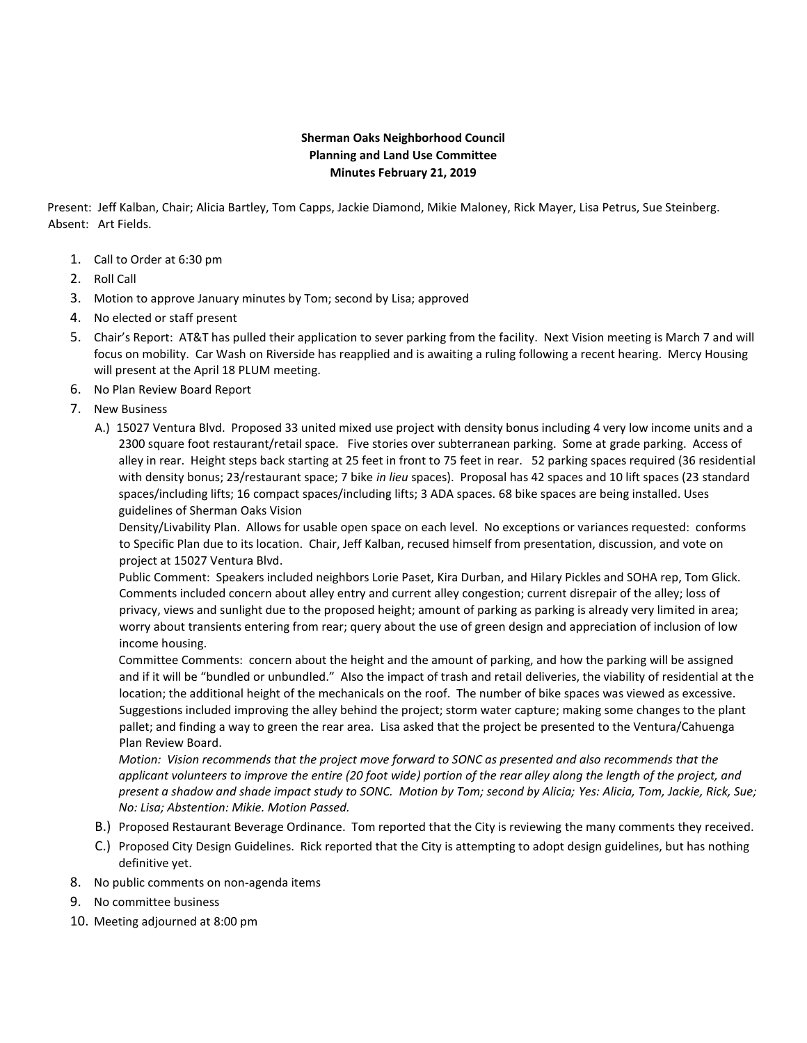**Sherman Oaks Neighborhood Council**
**Planning and Land Use Committee**
**Minutes February 21, 2019**

Present: Jeff Kalban, Chair; Alicia Bartley, Tom Capps, Jackie Diamond, Mikie Maloney, Rick Mayer, Lisa Petrus, Sue Steinberg.
Absent: Art Fields.

1. Call to Order at 6:30 pm
2. Roll Call
3. Motion to approve January minutes by Tom; second by Lisa; approved
4. No elected or staff present
5. Chair's Report: AT&T has pulled their application to sever parking from the facility. Next Vision meeting is March 7 and will focus on mobility. Car Wash on Riverside has reapplied and is awaiting a ruling following a recent hearing. Mercy Housing will present at the April 18 PLUM meeting.
6. No Plan Review Board Report
7. New Business
   A.) 15027 Ventura Blvd. Proposed 33 united mixed use project with density bonus including 4 very low income units and a 2300 square foot restaurant/retail space. Five stories over subterranean parking. Some at grade parking. Access of alley in rear. Height steps back starting at 25 feet in front to 75 feet in rear. 52 parking spaces required (36 residential with density bonus; 23/restaurant space; 7 bike *in lieu* spaces). Proposal has 42 spaces and 10 lift spaces (23 standard spaces/including lifts; 16 compact spaces/including lifts; 3 ADA spaces. 68 bike spaces are being installed. Uses guidelines of Sherman Oaks Vision
   Density/Livability Plan. Allows for usable open space on each level. No exceptions or variances requested: conforms to Specific Plan due to its location. Chair, Jeff Kalban, recused himself from presentation, discussion, and vote on project at 15027 Ventura Blvd.
   Public Comment: Speakers included neighbors Lorie Paset, Kira Durban, and Hilary Pickles and SOHA rep, Tom Glick. Comments included concern about alley entry and current alley congestion; current disrepair of the alley; loss of privacy, views and sunlight due to the proposed height; amount of parking as parking is already very limited in area; worry about transients entering from rear; query about the use of green design and appreciation of inclusion of low income housing.
   Committee Comments: concern about the height and the amount of parking, and how the parking will be assigned and if it will be "bundled or unbundled." Also the impact of trash and retail deliveries, the viability of residential at the location; the additional height of the mechanicals on the roof. The number of bike spaces was viewed as excessive. Suggestions included improving the alley behind the project; storm water capture; making some changes to the plant pallet; and finding a way to green the rear area. Lisa asked that the project be presented to the Ventura/Cahuenga Plan Review Board.
   *Motion: Vision recommends that the project move forward to SONC as presented and also recommends that the applicant volunteers to improve the entire (20 foot wide) portion of the rear alley along the length of the project, and present a shadow and shade impact study to SONC. Motion by Tom; second by Alicia; Yes: Alicia, Tom, Jackie, Rick, Sue; No: Lisa; Abstention: Mikie. Motion Passed.*
   B.) Proposed Restaurant Beverage Ordinance. Tom reported that the City is reviewing the many comments they received.
   C.) Proposed City Design Guidelines. Rick reported that the City is attempting to adopt design guidelines, but has nothing definitive yet.
8. No public comments on non-agenda items
9. No committee business
10. Meeting adjourned at 8:00 pm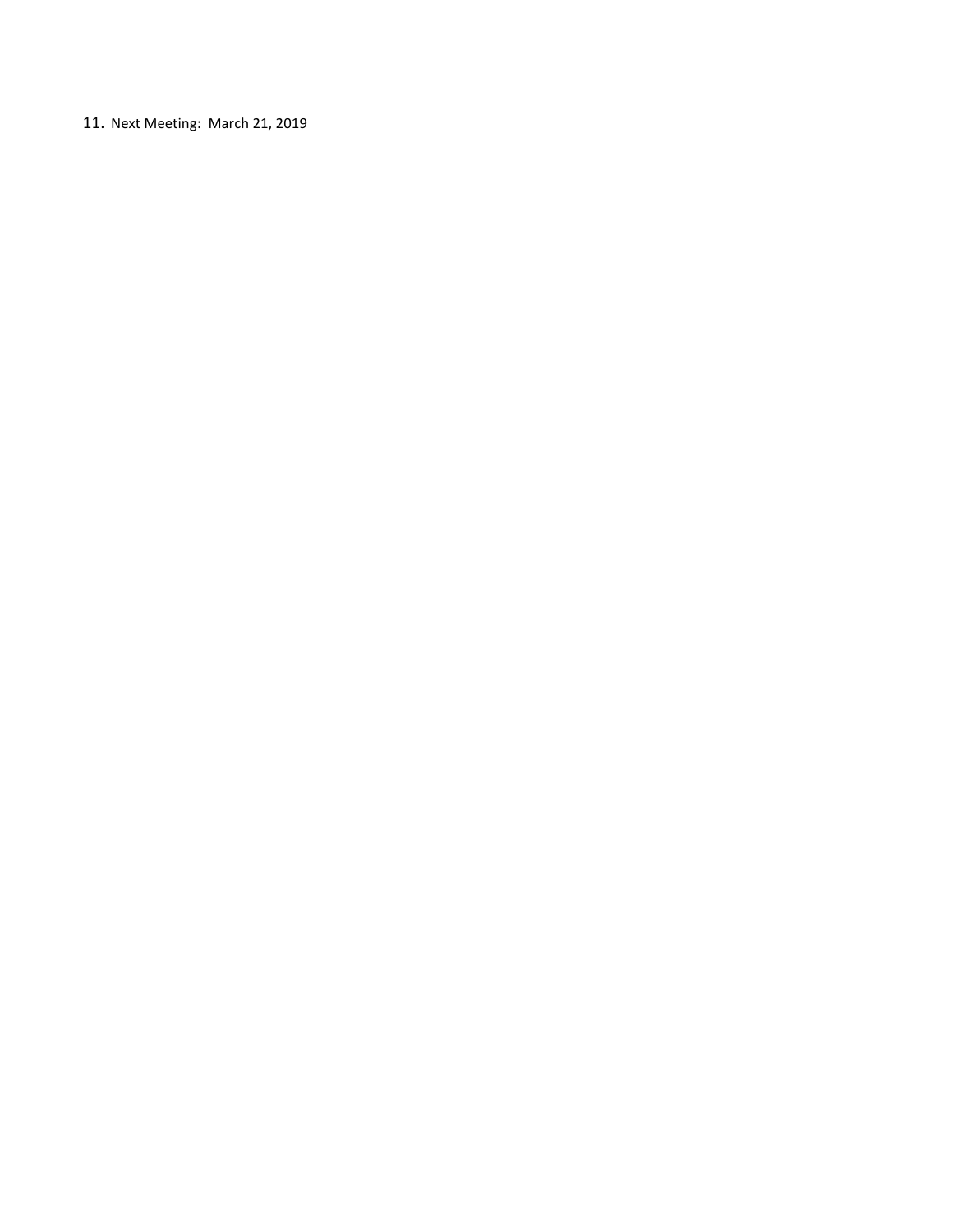11. Next Meeting: March 21, 2019